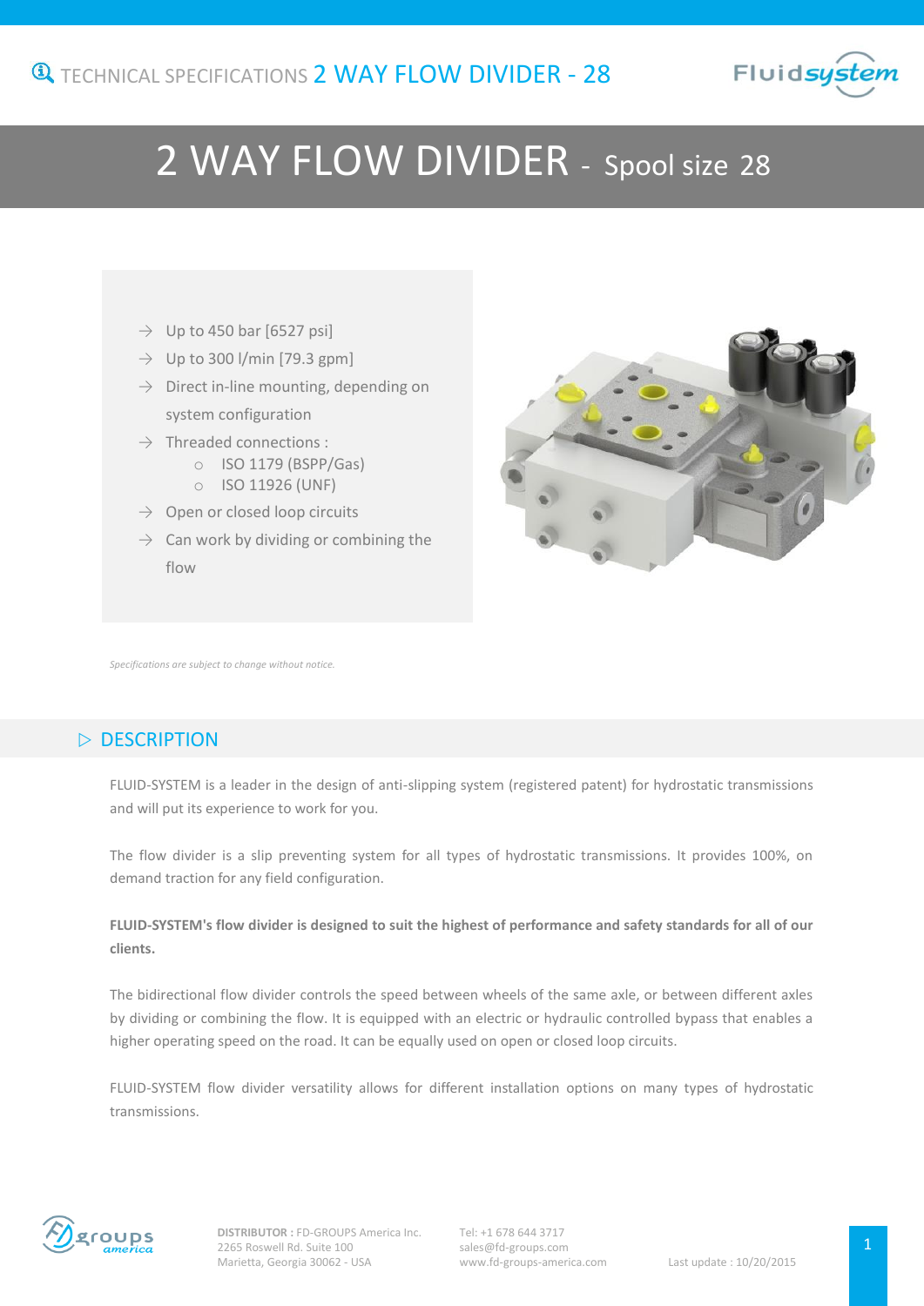# 2 WAY FLOW DIVIDER - Spool size 28

- Up to 450 bar [6527 psi]
- Up to 300 l/min [79.3 gpm]
- Direct in-line mounting, depending on system configuration
- Threaded connections :
    - ISO 1179 (BSPP/Gas)
    - ISO 11926 (UNF)
- Open or closed loop circuits
- Can work by dividing or combining the flow

*Specifications are subject to change without notice.*

## DESCRIPTION

FLUID-SYSTEM is a leader in the design of anti-slipping system (registered patent) for hydrostatic transmissions and will put its experience to work for you.

The flow divider is a slip preventing system for all types of hydrostatic transmissions. It provides 100%, on demand traction for any field configuration.

**FLUID-SYSTEM's flow divider is designed to suit the highest of performance and safety standards for all of our clients.**

The bidirectional flow divider controls the speed between wheels of the same axle, or between different axles by dividing or combining the flow. It is equipped with an electric or hydraulic controlled bypass that enables a higher operating speed on the road. It can be equally used on open or closed loop circuits.

FLUID-SYSTEM flow divider versatility allows for different installation options on many types of hydrostatic transmissions.

**DISTRIBUTOR :** FD-GROUPS America Inc.
2265 Roswell Rd. Suite 100
Marietta, Georgia 30062 - USA

Tel: +1 678 644 3717
sales@fd-groups.com
www.fd-groups-america.com

Last update : 10/20/2015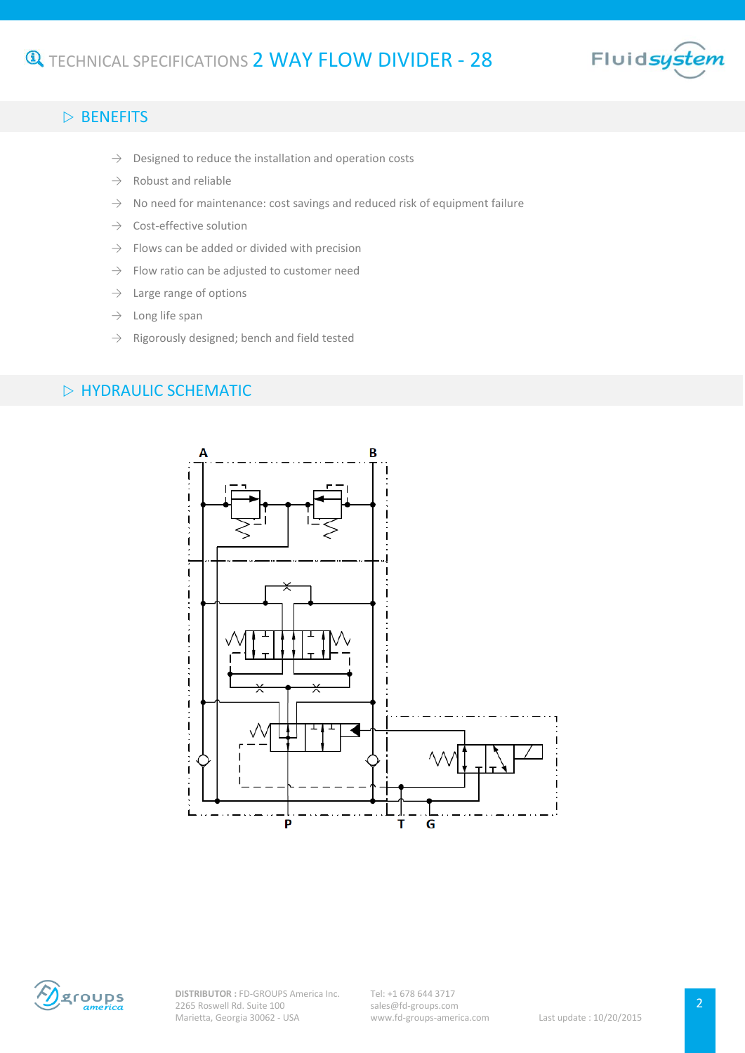## BENEFITS

- Designed to reduce the installation and operation costs
- Robust and reliable
- No need for maintenance: cost savings and reduced risk of equipment failure
- Cost-effective solution
- Flows can be added or divided with precision
- Flow ratio can be adjusted to customer need
- Large range of options
- Long life span
- Rigorously designed; bench and field tested

## HYDRAULIC SCHEMATIC

A B

P T G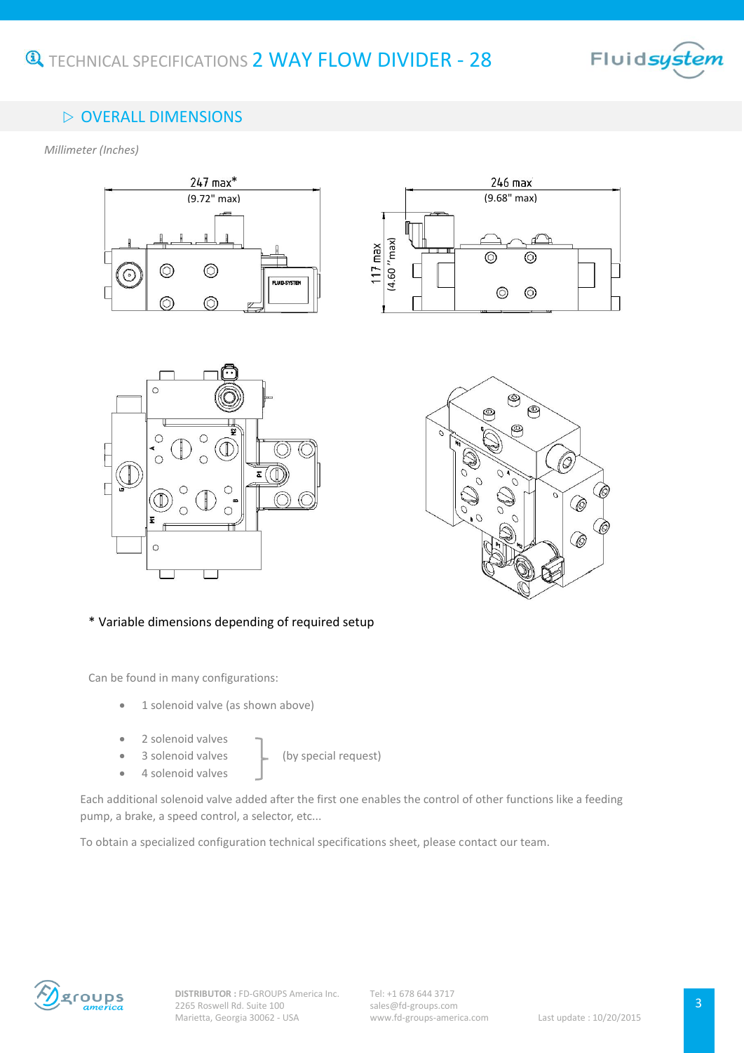# TECHNICAL SPECIFICATIONS 2 WAY FLOW DIVIDER - 28

## ▷ OVERALL DIMENSIONS

*Millimeter (Inches)*

247 max*
(9.72" max)

246 max
(9.68" max)

117 max
(4.60 "max)

\* Variable dimensions depending of required setup

Can be found in many configurations:

- 1 solenoid valve (as shown above)

- 2 solenoid valves
- 3 solenoid valves
- 4 solenoid valves

(by special request)

Each additional solenoid valve added after the first one enables the control of other functions like a feeding pump, a brake, a speed control, a selector, etc...

To obtain a specialized configuration technical specifications sheet, please contact our team.

**DISTRIBUTOR :** FD-GROUPS America Inc.
2265 Roswell Rd. Suite 100
Marietta, Georgia 30062 - USA

Tel: +1 678 644 3717
sales@fd-groups.com
www.fd-groups-america.com

Last update : 10/20/2015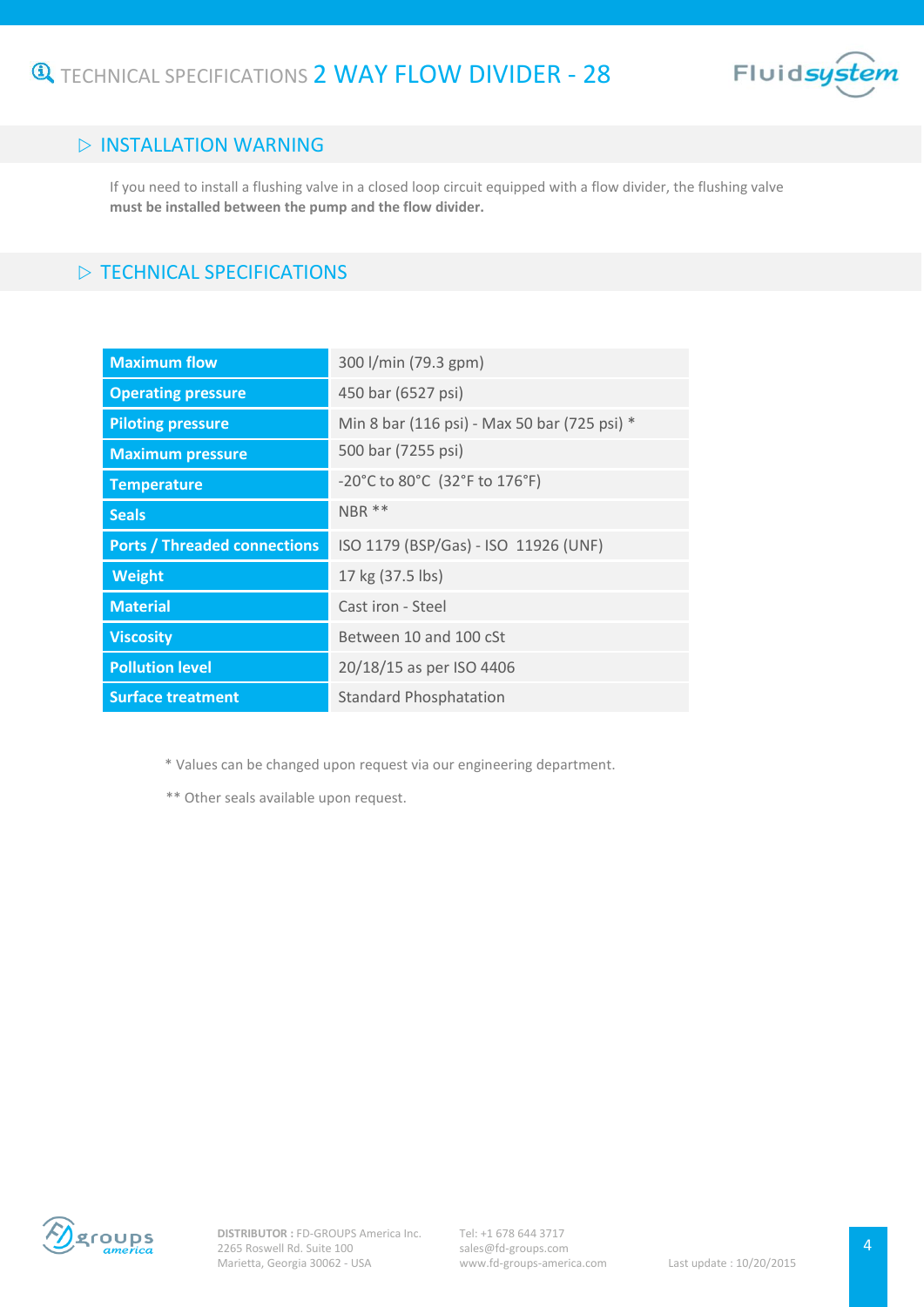# TECHNICAL SPECIFICATIONS 2 WAY FLOW DIVIDER - 28

## ▷ INSTALLATION WARNING

If you need to install a flushing valve in a closed loop circuit equipped with a flow divider, the flushing valve **must be installed between the pump and the flow divider.**

## ▷ TECHNICAL SPECIFICATIONS

| | |
|---|---|
| **Maximum flow** | 300 l/min (79.3 gpm) |
| **Operating pressure** | 450 bar (6527 psi) |
| **Piloting pressure** | Min 8 bar (116 psi) - Max 50 bar (725 psi) * |
| **Maximum pressure** | 500 bar (7255 psi) |
| **Temperature** | -20°C to 80°C (32°F to 176°F) |
| **Seals** | NBR ** |
| **Ports / Threaded connections** | ISO 1179 (BSP/Gas) - ISO 11926 (UNF) |
| **Weight** | 17 kg (37.5 lbs) |
| **Material** | Cast iron - Steel |
| **Viscosity** | Between 10 and 100 cSt |
| **Pollution level** | 20/18/15 as per ISO 4406 |
| **Surface treatment** | Standard Phosphatation |

* Values can be changed upon request via our engineering department.

** Other seals available upon request.

**DISTRIBUTOR :** FD-GROUPS America Inc.
2265 Roswell Rd. Suite 100
Marietta, Georgia 30062 - USA

Tel: +1 678 644 3717
sales@fd-groups.com
www.fd-groups-america.com

Last update : 10/20/2015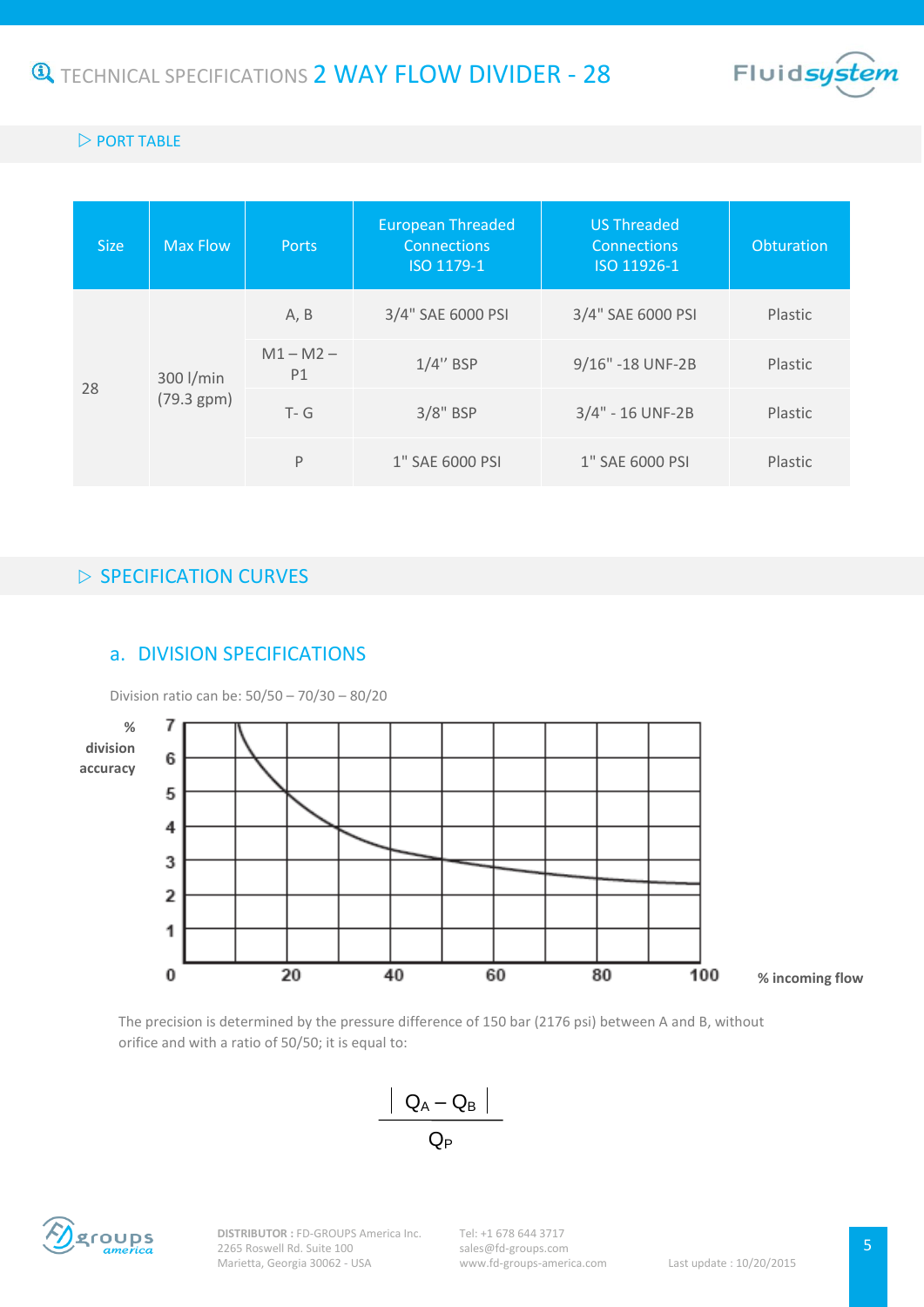# TECHNICAL SPECIFICATIONS 2 WAY FLOW DIVIDER - 28

## PORT TABLE

| Size | Max Flow | Ports | European Threaded Connections ISO 1179-1 | US Threaded Connections ISO 11926-1 | Obturation |
|---|---|---|---|---|---|
| 28 | 300 l/min (79.3 gpm) | A, B | 3/4" SAE 6000 PSI | 3/4" SAE 6000 PSI | Plastic |
| | | M1 – M2 – P1 | 1/4'' BSP | 9/16" -18 UNF-2B | Plastic |
| | | T- G | 3/8" BSP | 3/4" - 16 UNF-2B | Plastic |
| | | P | 1" SAE 6000 PSI | 1" SAE 6000 PSI | Plastic |

## SPECIFICATION CURVES

### a. DIVISION SPECIFICATIONS

Division ratio can be: 50/50 – 70/30 – 80/20

% division accuracy

% incoming flow

The precision is determined by the pressure difference of 150 bar (2176 psi) between A and B, without orifice and with a ratio of 50/50; it is equal to:

$$\frac{|Q_A - Q_B|}{Q_P}$$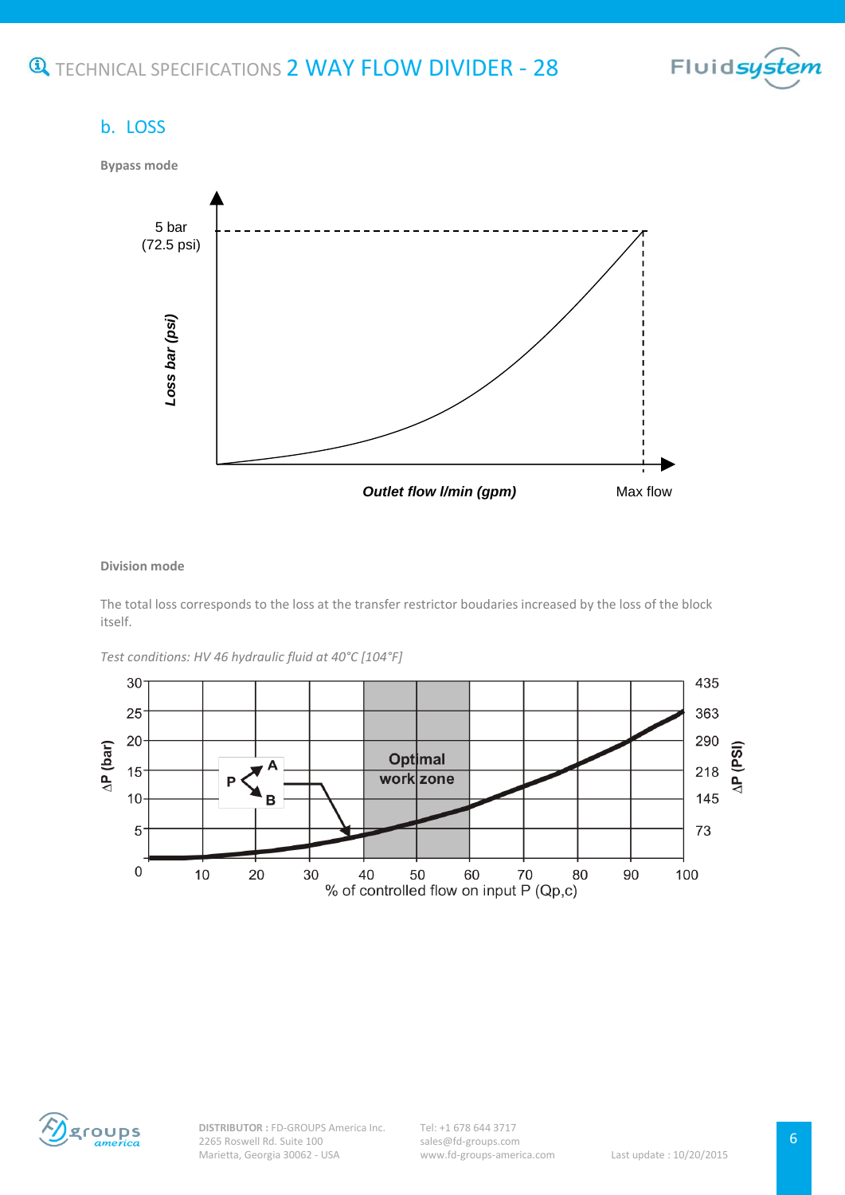## b. LOSS

**Bypass mode**

5 bar
(72.5 psi)

*Loss bar (psi)*

***Outlet flow l/min (gpm)*** Max flow

**Division mode**

The total loss corresponds to the loss at the transfer restrictor boudaries increased by the loss of the block itself.

*Test conditions: HV 46 hydraulic fluid at 40°C [104°F]*

ΔP (bar): 0, 5, 10, 15, 20, 25, 30

ΔP (PSI): 73, 145, 218, 290, 363, 435

Optimal work zone

P, A, B

% of controlled flow on input P (Qp,c): 10, 20, 30, 40, 50, 60, 70, 80, 90, 100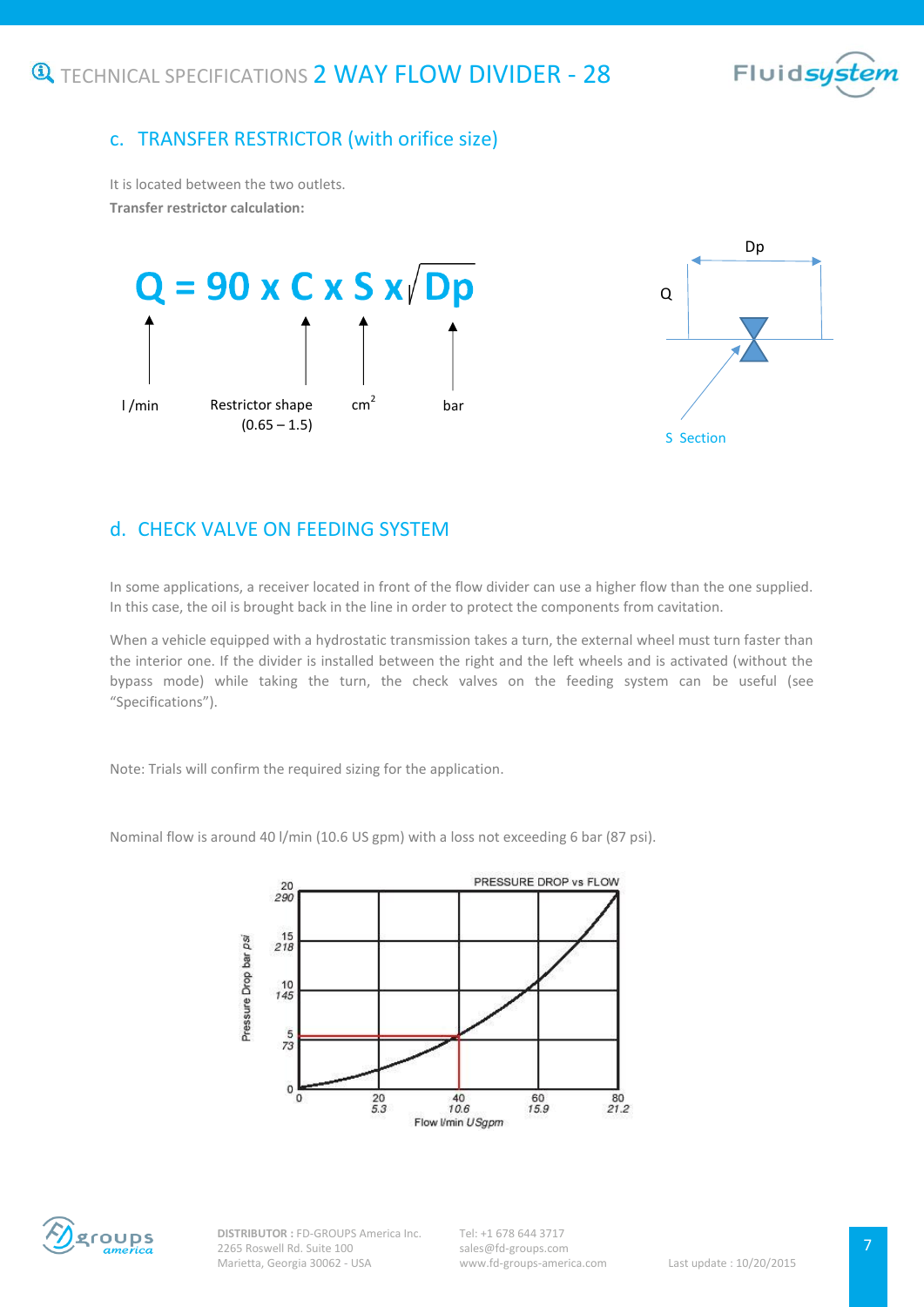## c. TRANSFER RESTRICTOR (with orifice size)

It is located between the two outlets.

**Transfer restrictor calculation:**

$$Q = 90 \times C \times S \times \sqrt{Dp}$$

- Q: l /min
- C: Restrictor shape (0.65 – 1.5)
- S: $cm^2$
- Dp: bar

Dp

Q

S Section

## d. CHECK VALVE ON FEEDING SYSTEM

In some applications, a receiver located in front of the flow divider can use a higher flow than the one supplied. In this case, the oil is brought back in the line in order to protect the components from cavitation.

When a vehicle equipped with a hydrostatic transmission takes a turn, the external wheel must turn faster than the interior one. If the divider is installed between the right and the left wheels and is activated (without the bypass mode) while taking the turn, the check valves on the feeding system can be useful (see "Specifications").

Note: Trials will confirm the required sizing for the application.

Nominal flow is around 40 l/min (10.6 US gpm) with a loss not exceeding 6 bar (87 psi).

PRESSURE DROP vs FLOW

Pressure Drop bar psi: 0; 5 / 73; 10 / 145; 15 / 218; 20 / 290

Flow l/min USgpm: 0; 20 / 5.3; 40 / 10.6; 60 / 15.9; 80 / 21.2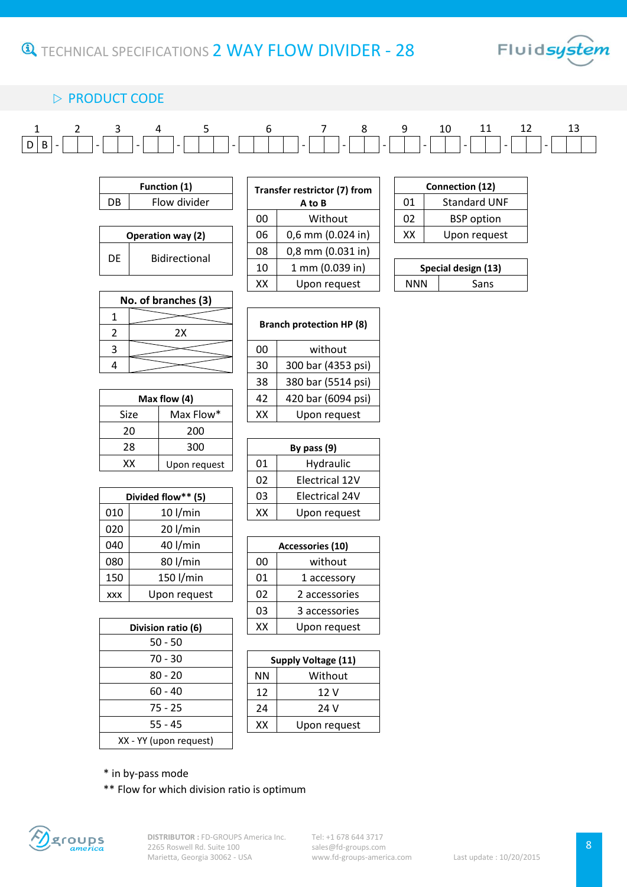# TECHNICAL SPECIFICATIONS 2 WAY FLOW DIVIDER - 28

## PRODUCT CODE

| 1 | 2 | 3 | 4 | 5 | 6 | 7 | 8 | 9 | 10 | 11 | 12 | 13 |
|---|---|---|---|---|---|---|---|---|---|---|---|---|
| D B | - | - | - | - | - | - | - | - | - | - | - | - |

| Function (1) | |
|---|---|
| DB | Flow divider |

| Operation way (2) | |
|---|---|
| DE | Bidirectional |

| No. of branches (3) | |
|---|---|
| 1 | |
| 2 | 2X |
| 3 | |
| 4 | |

| Max flow (4) | |
|---|---|
| Size | Max Flow* |
| 20 | 200 |
| 28 | 300 |
| XX | Upon request |

| Divided flow** (5) | |
|---|---|
| 010 | 10 l/min |
| 020 | 20 l/min |
| 040 | 40 l/min |
| 080 | 80 l/min |
| 150 | 150 l/min |
| xxx | Upon request |

| Division ratio (6) |
|---|
| 50 - 50 |
| 70 - 30 |
| 80 - 20 |
| 60 - 40 |
| 75 - 25 |
| 55 - 45 |
| XX - YY (upon request) |

| Transfer restrictor (7) from A to B | |
|---|---|
| 00 | Without |
| 06 | 0,6 mm (0.024 in) |
| 08 | 0,8 mm (0.031 in) |
| 10 | 1 mm (0.039 in) |
| XX | Upon request |

| Branch protection HP (8) | |
|---|---|
| 00 | without |
| 30 | 300 bar (4353 psi) |
| 38 | 380 bar (5514 psi) |
| 42 | 420 bar (6094 psi) |
| XX | Upon request |

| By pass (9) | |
|---|---|
| 01 | Hydraulic |
| 02 | Electrical 12V |
| 03 | Electrical 24V |
| XX | Upon request |

| Accessories (10) | |
|---|---|
| 00 | without |
| 01 | 1 accessory |
| 02 | 2 accessories |
| 03 | 3 accessories |
| XX | Upon request |

| Supply Voltage (11) | |
|---|---|
| NN | Without |
| 12 | 12 V |
| 24 | 24 V |
| XX | Upon request |

| Connection (12) | |
|---|---|
| 01 | Standard UNF |
| 02 | BSP option |
| XX | Upon request |

| Special design (13) | |
|---|---|
| NNN | Sans |

* in by-pass mode

** Flow for which division ratio is optimum

DISTRIBUTOR : FD-GROUPS America Inc.
2265 Roswell Rd. Suite 100
Marietta, Georgia 30062 - USA

Tel: +1 678 644 3717
sales@fd-groups.com
www.fd-groups-america.com

Last update : 10/20/2015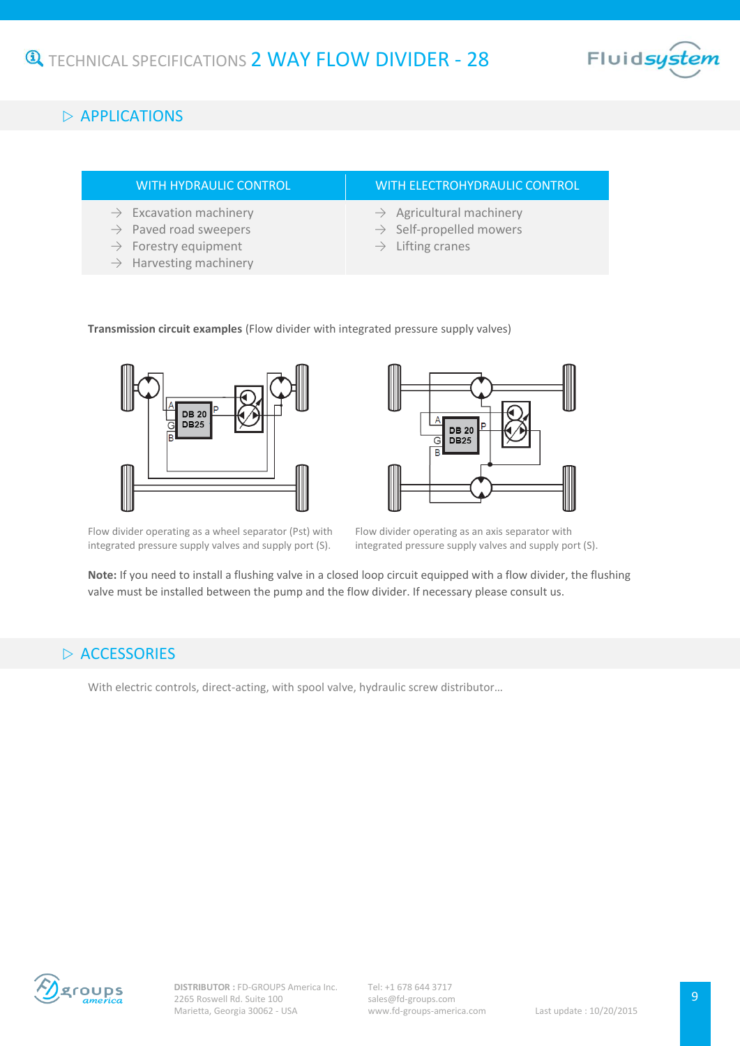# TECHNICAL SPECIFICATIONS 2 WAY FLOW DIVIDER - 28

## APPLICATIONS

| WITH HYDRAULIC CONTROL | WITH ELECTROHYDRAULIC CONTROL |
| --- | --- |
| → Excavation machinery<br>→ Paved road sweepers<br>→ Forestry equipment<br>→ Harvesting machinery | → Agricultural machinery<br>→ Self-propelled mowers<br>→ Lifting cranes |

**Transmission circuit examples** (Flow divider with integrated pressure supply valves)

A
G
B
DB 20
DB25
P

Flow divider operating as a wheel separator (Pst) with integrated pressure supply valves and supply port (S).

A
G
B
DB 20
DB25
P

Flow divider operating as an axis separator with integrated pressure supply valves and supply port (S).

**Note:** If you need to install a flushing valve in a closed loop circuit equipped with a flow divider, the flushing valve must be installed between the pump and the flow divider. If necessary please consult us.

## ACCESSORIES

With electric controls, direct-acting, with spool valve, hydraulic screw distributor…

**DISTRIBUTOR :** FD-GROUPS America Inc.
2265 Roswell Rd. Suite 100
Marietta, Georgia 30062 - USA

Tel: +1 678 644 3717
sales@fd-groups.com
www.fd-groups-america.com

Last update : 10/20/2015